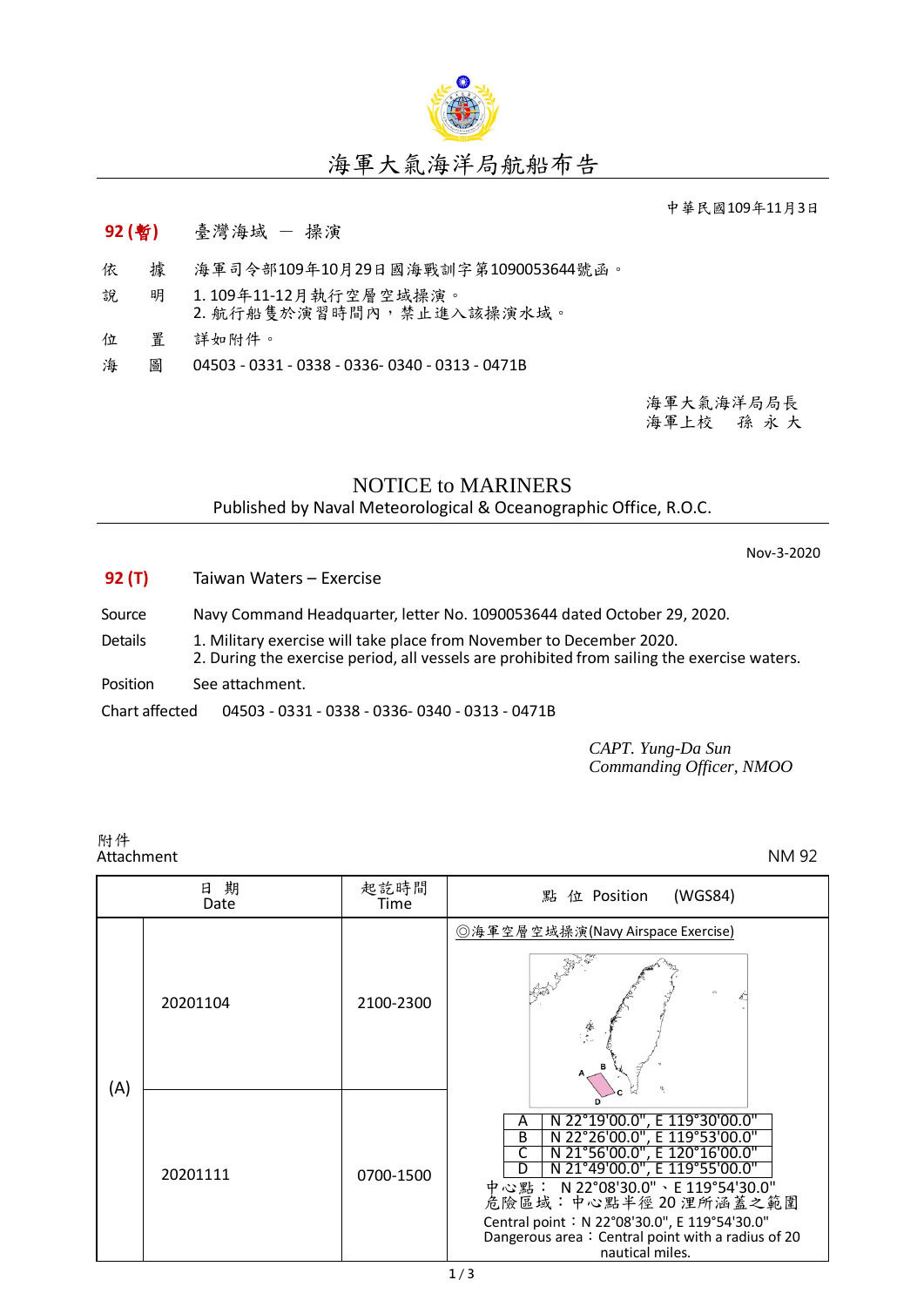# 海軍大氣海洋局航船布告

中華民國109年11月3日

**92 (暫)**　臺灣海域 － 操演

依　據　海軍司令部109年10月29日國海戰訓字第1090053644號函。

說　明　1. 109年11-12月執行空層空域操演。
2. 航行船隻於演習時間內，禁止進入該操演水域。

位　置　詳如附件。

海　圖　04503 - 0331 - 0338 - 0336- 0340 - 0313 - 0471B

海軍大氣海洋局局長
海軍上校　孫 永 大

## NOTICE to MARINERS

Published by Naval Meteorological & Oceanographic Office, R.O.C.

Nov-3-2020

**92 (T)**　Taiwan Waters – Exercise

Source　Navy Command Headquarter, letter No. 1090053644 dated October 29, 2020.

Details　1. Military exercise will take place from November to December 2020.
2. During the exercise period, all vessels are prohibited from sailing the exercise waters.

Position　See attachment.

Chart affected　04503 - 0331 - 0338 - 0336- 0340 - 0313 - 0471B

*CAPT. Yung-Da Sun*
*Commanding Officer, NMOO*

附件
Attachment

NM 92

| | 日 期 Date | 起訖時間 Time | 點 位 Position (WGS84) |
|---|---|---|---|
| (A) | 20201104 | 2100-2300 | ◎海軍空層空域操演(Navy Airspace Exercise)<br>A N 22°19'00.0", E 119°30'00.0"<br>B N 22°26'00.0", E 119°53'00.0"<br>C N 21°56'00.0", E 120°16'00.0"<br>D N 21°49'00.0", E 119°55'00.0"<br>中心點： N 22°08'30.0"、E 119°54'30.0"<br>危險區域：中心點半徑 20 浬所涵蓋之範圍<br>Central point：N 22°08'30.0", E 119°54'30.0"<br>Dangerous area：Central point with a radius of 20 nautical miles. |
| | 20201111 | 0700-1500 | |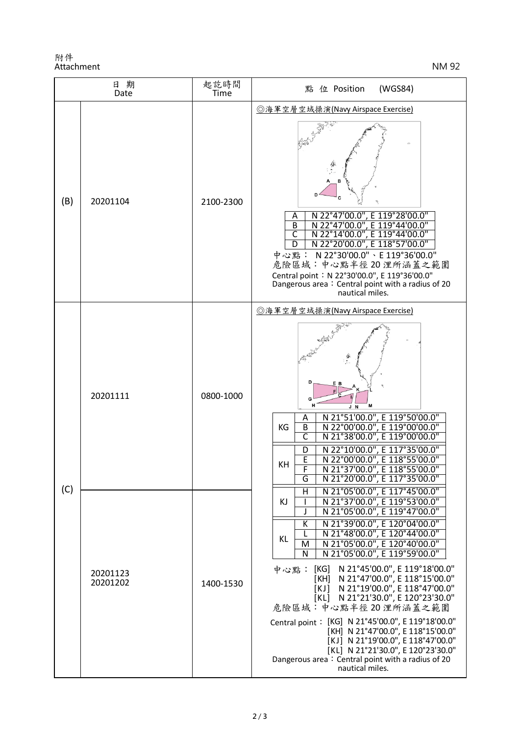附件
Attachment

NM 92

| 日 期 Date | | 起訖時間 Time | 點 位 Position (WGS84) |
|---|---|---|---|
| (B) | 20201104 | 2100-2300 | ◎海軍空層空域操演(Navy Airspace Exercise)<br>A N 22°47'00.0", E 119°28'00.0"<br>B N 22°47'00.0", E 119°44'00.0"<br>C N 22°14'00.0", E 119°44'00.0"<br>D N 22°20'00.0", E 118°57'00.0"<br>中心點： N 22°30'00.0"、E 119°36'00.0"<br>危險區域：中心點半徑 20 浬所涵蓋之範圍<br>Central point：N 22°30'00.0", E 119°36'00.0"<br>Dangerous area：Central point with a radius of 20 nautical miles. |
| (C) | 20201111 | 0800-1000 | ◎海軍空層空域操演(Navy Airspace Exercise)<br>KG A N 21°51'00.0", E 119°50'00.0"<br>KG B N 22°00'00.0", E 119°00'00.0"<br>KG C N 21°38'00.0", E 119°00'00.0"<br>KH D N 22°10'00.0", E 117°35'00.0"<br>KH E N 22°00'00.0", E 118°55'00.0"<br>KH F N 21°37'00.0", E 118°55'00.0"<br>KH G N 21°20'00.0", E 117°35'00.0"<br>KJ H N 21°05'00.0", E 117°45'00.0"<br>KJ I N 21°37'00.0", E 119°53'00.0"<br>KJ J N 21°05'00.0", E 119°47'00.0"<br>KL K N 21°39'00.0", E 120°04'00.0"<br>KL L N 21°48'00.0", E 120°44'00.0"<br>KL M N 21°05'00.0", E 120°40'00.0"<br>KL N N 21°05'00.0", E 119°59'00.0"<br>中心點： [KG] N 21°45'00.0", E 119°18'00.0"<br>[KH] N 21°47'00.0", E 118°15'00.0"<br>[KJ] N 21°19'00.0", E 118°47'00.0"<br>[KL] N 21°21'30.0", E 120°23'30.0"<br>危險區域：中心點半徑 20 浬所涵蓋之範圍<br>Central point： [KG] N 21°45'00.0", E 119°18'00.0"<br>[KH] N 21°47'00.0", E 118°15'00.0"<br>[KJ] N 21°19'00.0", E 118°47'00.0"<br>[KL] N 21°21'30.0", E 120°23'30.0"<br>Dangerous area：Central point with a radius of 20 nautical miles. |
| | 20201123<br>20201202 | 1400-1530 | |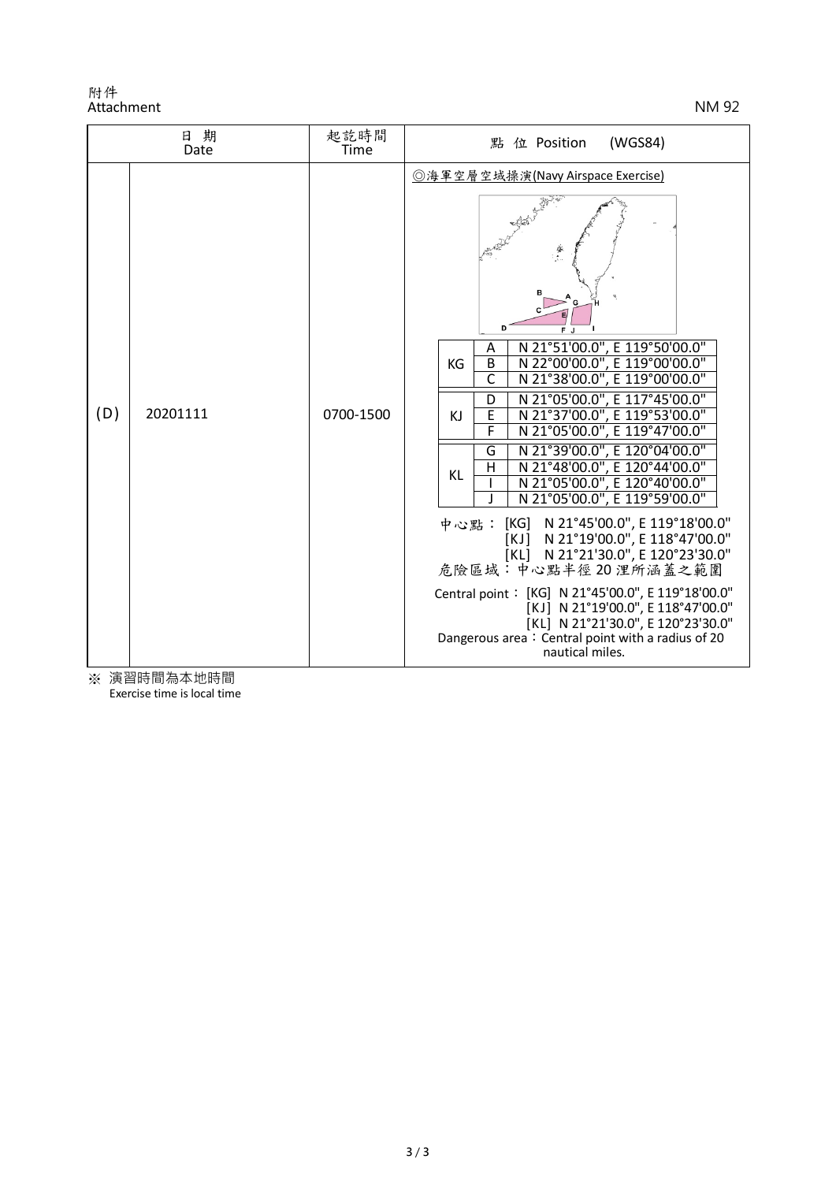附件
Attachment

NM 92

| 日 期 Date | | 起訖時間 Time | 點 位 Position (WGS84) |
|---|---|---|---|
| (D) | 20201111 | 0700-1500 | ◎海軍空層空域操演(Navy Airspace Exercise)<br><br>KG A N 21°51'00.0", E 119°50'00.0"<br>KG B N 22°00'00.0", E 119°00'00.0"<br>KG C N 21°38'00.0", E 119°00'00.0"<br>KJ D N 21°05'00.0", E 117°45'00.0"<br>KJ E N 21°37'00.0", E 119°53'00.0"<br>KJ F N 21°05'00.0", E 119°47'00.0"<br>KL G N 21°39'00.0", E 120°04'00.0"<br>KL H N 21°48'00.0", E 120°44'00.0"<br>KL I N 21°05'00.0", E 120°40'00.0"<br>KL J N 21°05'00.0", E 119°59'00.0"<br><br>中心點： [KG] N 21°45'00.0", E 119°18'00.0"<br>[KJ] N 21°19'00.0", E 118°47'00.0"<br>[KL] N 21°21'30.0", E 120°23'30.0"<br>危險區域：中心點半徑 20 浬所涵蓋之範圍<br><br>Central point： [KG] N 21°45'00.0", E 119°18'00.0"<br>[KJ] N 21°19'00.0", E 118°47'00.0"<br>[KL] N 21°21'30.0", E 120°23'30.0"<br>Dangerous area：Central point with a radius of 20 nautical miles. |

※ 演習時間為本地時間
Exercise time is local time